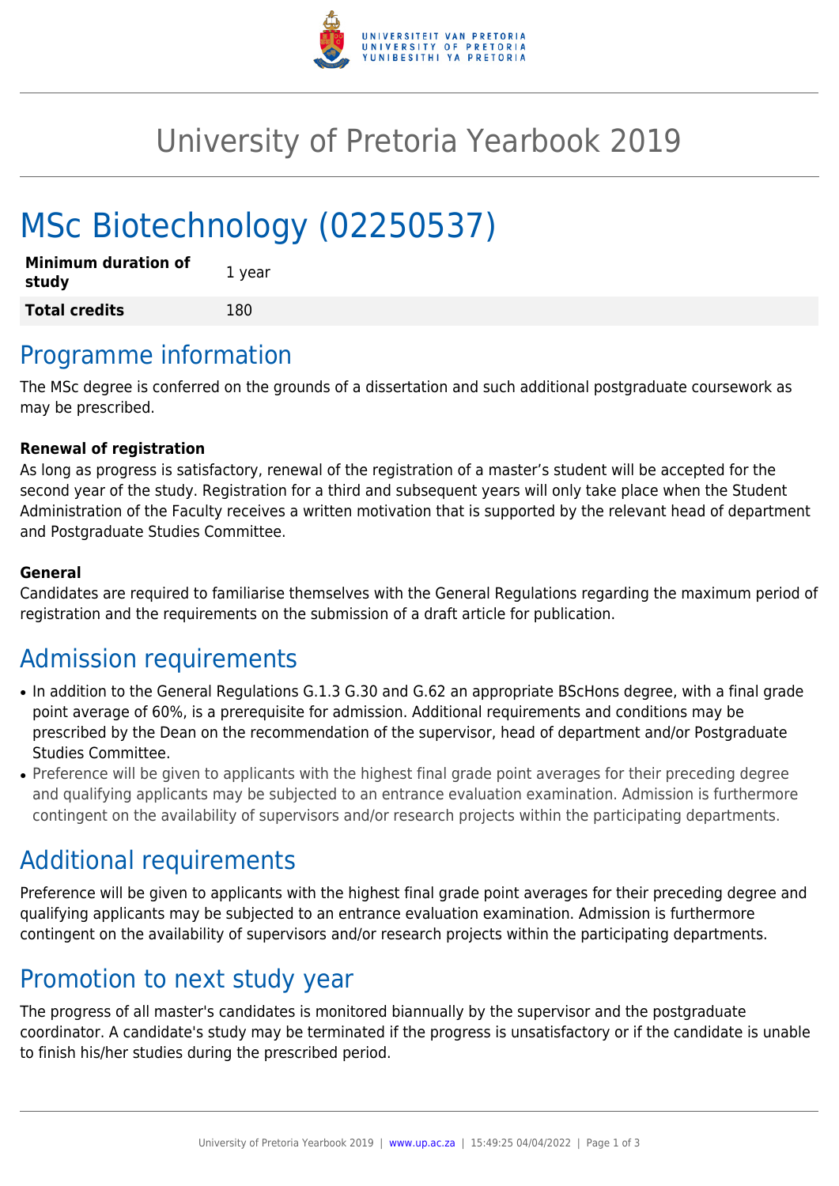# University of Pretoria Yearbook 2019

# MSc Biotechnology (02250537)

| **Minimum duration of study** | 1 year |
|---|---|
| **Total credits** | 180 |

## Programme information

The MSc degree is conferred on the grounds of a dissertation and such additional postgraduate coursework as may be prescribed.

**Renewal of registration**

As long as progress is satisfactory, renewal of the registration of a master's student will be accepted for the second year of the study. Registration for a third and subsequent years will only take place when the Student Administration of the Faculty receives a written motivation that is supported by the relevant head of department and Postgraduate Studies Committee.

**General**

Candidates are required to familiarise themselves with the General Regulations regarding the maximum period of registration and the requirements on the submission of a draft article for publication.

## Admission requirements

- In addition to the General Regulations G.1.3 G.30 and G.62 an appropriate BScHons degree, with a final grade point average of 60%, is a prerequisite for admission. Additional requirements and conditions may be prescribed by the Dean on the recommendation of the supervisor, head of department and/or Postgraduate Studies Committee.
- Preference will be given to applicants with the highest final grade point averages for their preceding degree and qualifying applicants may be subjected to an entrance evaluation examination. Admission is furthermore contingent on the availability of supervisors and/or research projects within the participating departments.

## Additional requirements

Preference will be given to applicants with the highest final grade point averages for their preceding degree and qualifying applicants may be subjected to an entrance evaluation examination. Admission is furthermore contingent on the availability of supervisors and/or research projects within the participating departments.

## Promotion to next study year

The progress of all master's candidates is monitored biannually by the supervisor and the postgraduate coordinator. A candidate's study may be terminated if the progress is unsatisfactory or if the candidate is unable to finish his/her studies during the prescribed period.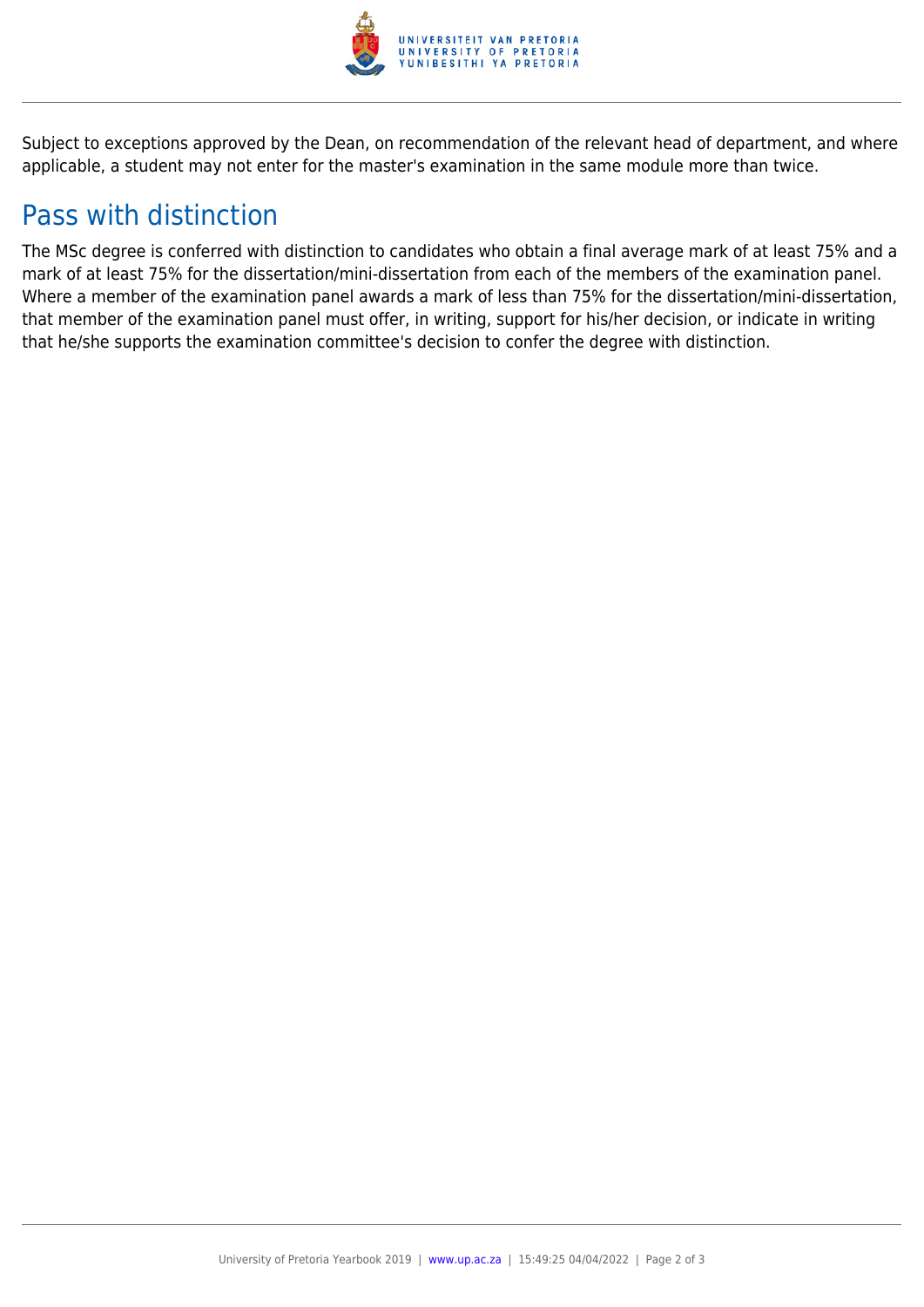Subject to exceptions approved by the Dean, on recommendation of the relevant head of department, and where applicable, a student may not enter for the master's examination in the same module more than twice.

## Pass with distinction

The MSc degree is conferred with distinction to candidates who obtain a final average mark of at least 75% and a mark of at least 75% for the dissertation/mini-dissertation from each of the members of the examination panel. Where a member of the examination panel awards a mark of less than 75% for the dissertation/mini-dissertation, that member of the examination panel must offer, in writing, support for his/her decision, or indicate in writing that he/she supports the examination committee's decision to confer the degree with distinction.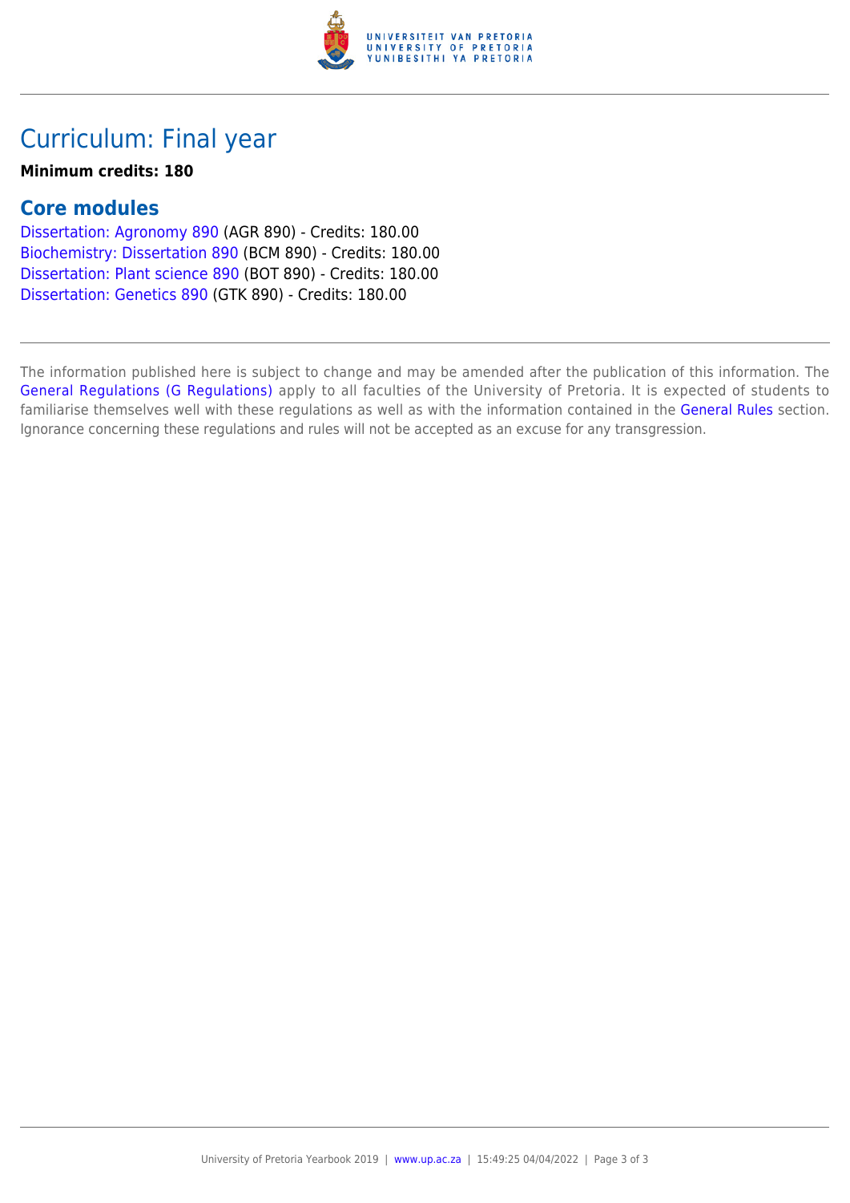## Curriculum: Final year

**Minimum credits: 180**

### Core modules

Dissertation: Agronomy 890 (AGR 890) - Credits: 180.00
Biochemistry: Dissertation 890 (BCM 890) - Credits: 180.00
Dissertation: Plant science 890 (BOT 890) - Credits: 180.00
Dissertation: Genetics 890 (GTK 890) - Credits: 180.00

The information published here is subject to change and may be amended after the publication of this information. The General Regulations (G Regulations) apply to all faculties of the University of Pretoria. It is expected of students to familiarise themselves well with these regulations as well as with the information contained in the General Rules section. Ignorance concerning these regulations and rules will not be accepted as an excuse for any transgression.